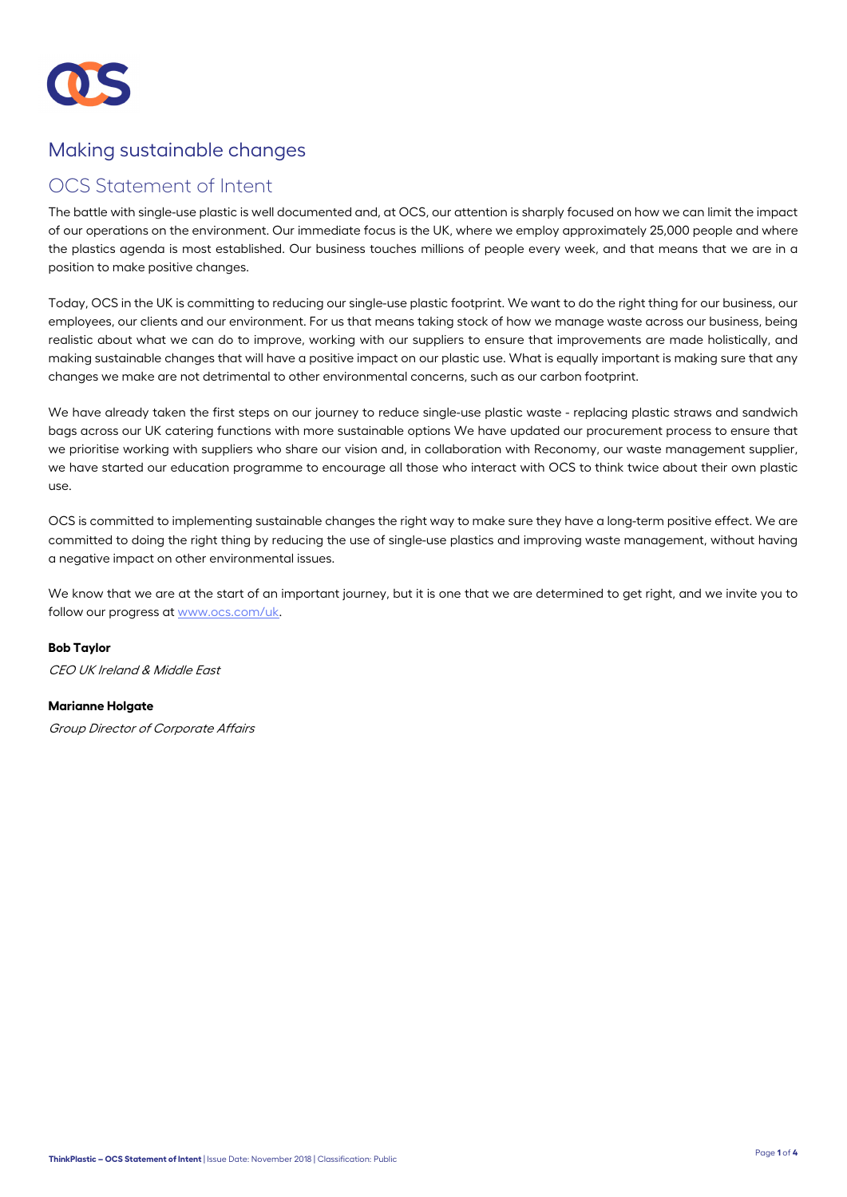# Making sustainable changes

## OCS Statement of Intent

The battle with single-use plastic is well documented and, at OCS, our attention is sharply focused on how we can limit the impact of our operations on the environment. Our immediate focus is the UK, where we employ approximately 25,000 people and where the plastics agenda is most established. Our business touches millions of people every week, and that means that we are in a position to make positive changes.

Today, OCS in the UK is committing to reducing our single-use plastic footprint. We want to do the right thing for our business, our employees, our clients and our environment. For us that means taking stock of how we manage waste across our business, being realistic about what we can do to improve, working with our suppliers to ensure that improvements are made holistically, and making sustainable changes that will have a positive impact on our plastic use. What is equally important is making sure that any changes we make are not detrimental to other environmental concerns, such as our carbon footprint.

We have already taken the first steps on our journey to reduce single-use plastic waste - replacing plastic straws and sandwich bags across our UK catering functions with more sustainable options We have updated our procurement process to ensure that we prioritise working with suppliers who share our vision and, in collaboration with Reconomy, our waste management supplier, we have started our education programme to encourage all those who interact with OCS to think twice about their own plastic use.

OCS is committed to implementing sustainable changes the right way to make sure they have a long-term positive effect. We are committed to doing the right thing by reducing the use of single-use plastics and improving waste management, without having a negative impact on other environmental issues.

We know that we are at the start of an important journey, but it is one that we are determined to get right, and we invite you to follow our progress at [www.ocs.com/uk](http://www.ocs.com/uk).

**Bob Taylor**

*CEO UK Ireland & Middle East*

**Marianne Holgate**

*Group Director of Corporate Affairs*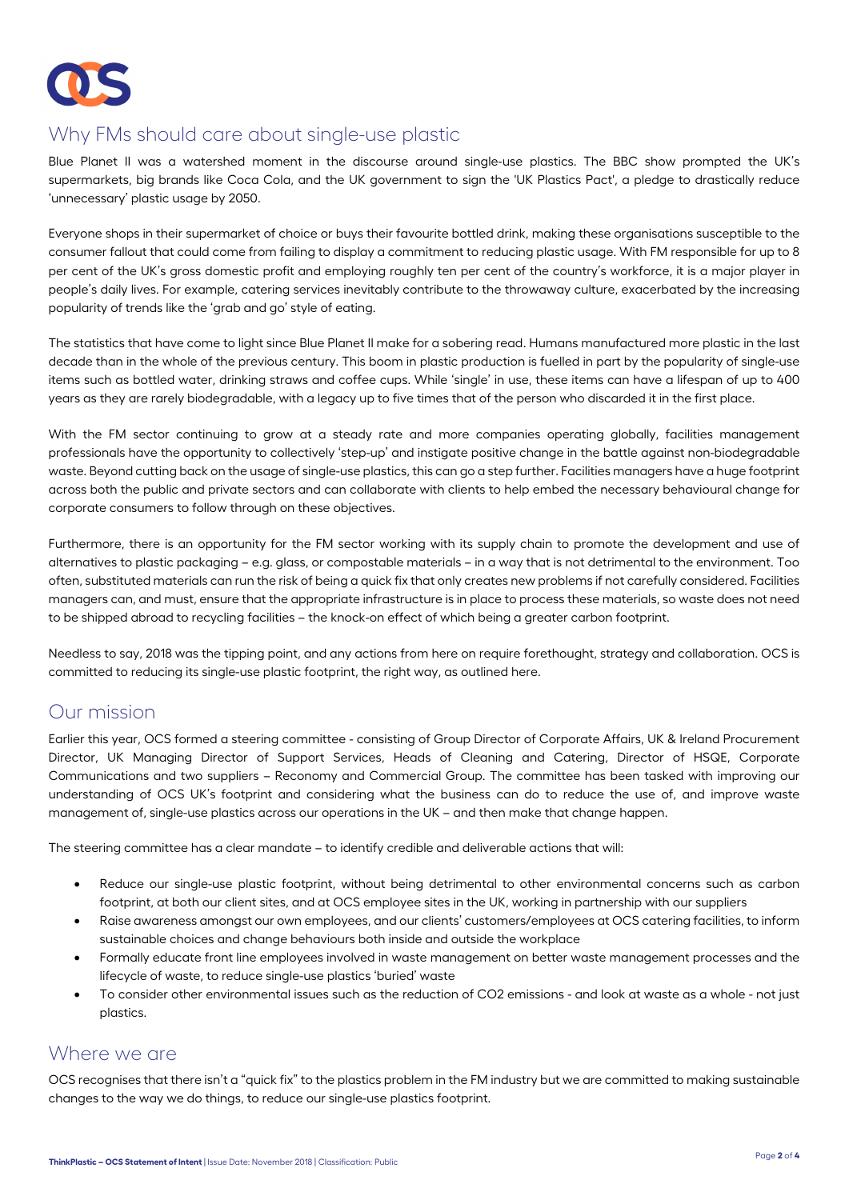## Why FMs should care about single-use plastic

Blue Planet II was a watershed moment in the discourse around single-use plastics. The BBC show prompted the UK's supermarkets, big brands like Coca Cola, and the UK government to sign the 'UK Plastics Pact', a pledge to drastically reduce 'unnecessary' plastic usage by 2050.

Everyone shops in their supermarket of choice or buys their favourite bottled drink, making these organisations susceptible to the consumer fallout that could come from failing to display a commitment to reducing plastic usage. With FM responsible for up to 8 per cent of the UK's gross domestic profit and employing roughly ten per cent of the country's workforce, it is a major player in people's daily lives. For example, catering services inevitably contribute to the throwaway culture, exacerbated by the increasing popularity of trends like the 'grab and go' style of eating.

The statistics that have come to light since Blue Planet II make for a sobering read. Humans manufactured more plastic in the last decade than in the whole of the previous century. This boom in plastic production is fuelled in part by the popularity of single-use items such as bottled water, drinking straws and coffee cups. While 'single' in use, these items can have a lifespan of up to 400 years as they are rarely biodegradable, with a legacy up to five times that of the person who discarded it in the first place.

With the FM sector continuing to grow at a steady rate and more companies operating globally, facilities management professionals have the opportunity to collectively 'step-up' and instigate positive change in the battle against non-biodegradable waste. Beyond cutting back on the usage of single-use plastics, this can go a step further. Facilities managers have a huge footprint across both the public and private sectors and can collaborate with clients to help embed the necessary behavioural change for corporate consumers to follow through on these objectives.

Furthermore, there is an opportunity for the FM sector working with its supply chain to promote the development and use of alternatives to plastic packaging – e.g. glass, or compostable materials – in a way that is not detrimental to the environment. Too often, substituted materials can run the risk of being a quick fix that only creates new problems if not carefully considered. Facilities managers can, and must, ensure that the appropriate infrastructure is in place to process these materials, so waste does not need to be shipped abroad to recycling facilities – the knock-on effect of which being a greater carbon footprint.

Needless to say, 2018 was the tipping point, and any actions from here on require forethought, strategy and collaboration. OCS is committed to reducing its single-use plastic footprint, the right way, as outlined here.

## Our mission

Earlier this year, OCS formed a steering committee - consisting of Group Director of Corporate Affairs, UK & Ireland Procurement Director, UK Managing Director of Support Services, Heads of Cleaning and Catering, Director of HSQE, Corporate Communications and two suppliers – Reconomy and Commercial Group. The committee has been tasked with improving our understanding of OCS UK's footprint and considering what the business can do to reduce the use of, and improve waste management of, single-use plastics across our operations in the UK – and then make that change happen.

The steering committee has a clear mandate – to identify credible and deliverable actions that will:

- Reduce our single-use plastic footprint, without being detrimental to other environmental concerns such as carbon footprint, at both our client sites, and at OCS employee sites in the UK, working in partnership with our suppliers
- Raise awareness amongst our own employees, and our clients' customers/employees at OCS catering facilities, to inform sustainable choices and change behaviours both inside and outside the workplace
- Formally educate front line employees involved in waste management on better waste management processes and the lifecycle of waste, to reduce single-use plastics 'buried' waste
- To consider other environmental issues such as the reduction of $CO_2$ emissions - and look at waste as a whole - not just plastics.

## Where we are

OCS recognises that there isn't a "quick fix" to the plastics problem in the FM industry but we are committed to making sustainable changes to the way we do things, to reduce our single-use plastics footprint.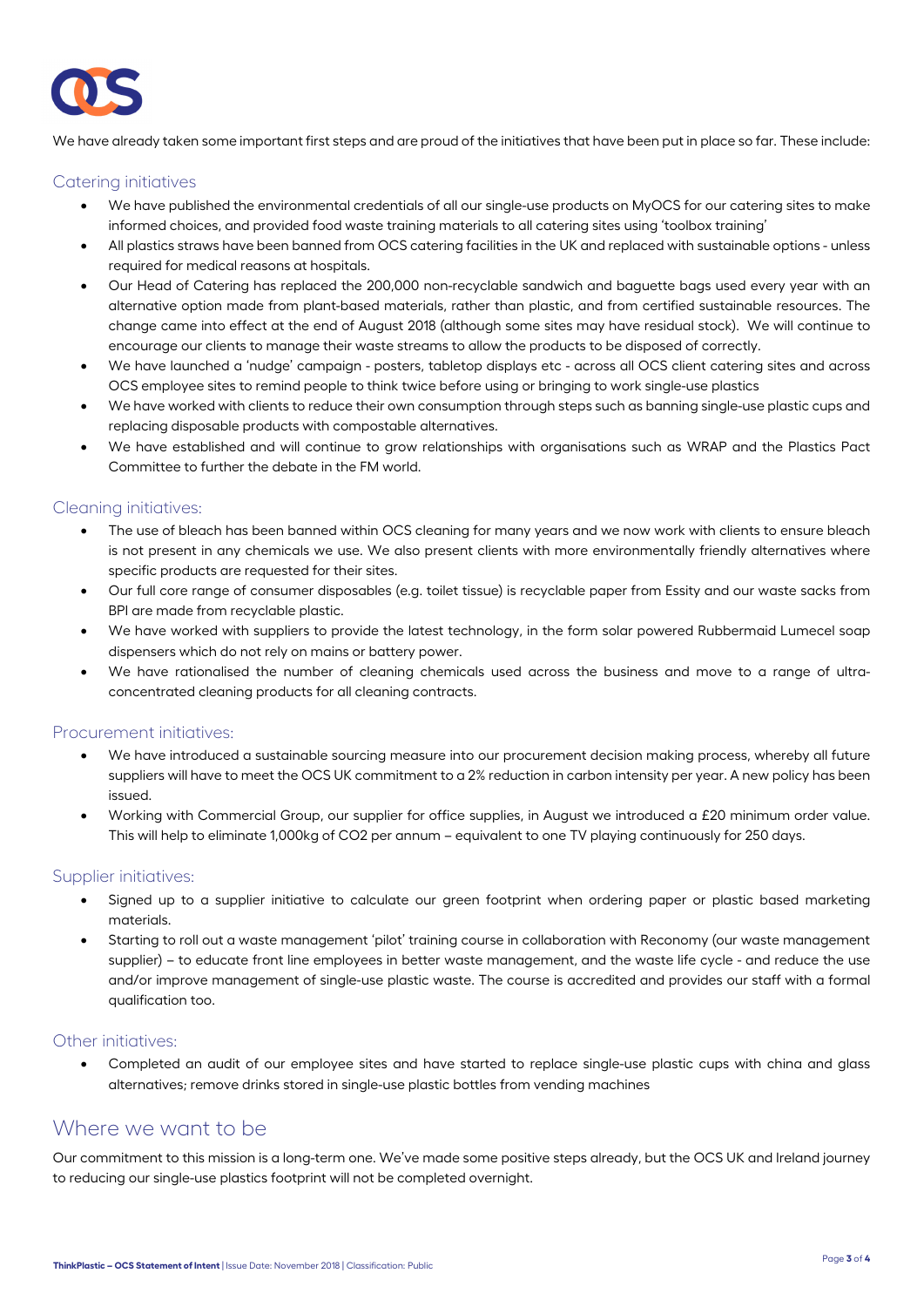We have already taken some important first steps and are proud of the initiatives that have been put in place so far. These include:

### Catering initiatives

- We have published the environmental credentials of all our single-use products on MyOCS for our catering sites to make informed choices, and provided food waste training materials to all catering sites using 'toolbox training'
- All plastics straws have been banned from OCS catering facilities in the UK and replaced with sustainable options - unless required for medical reasons at hospitals.
- Our Head of Catering has replaced the 200,000 non-recyclable sandwich and baguette bags used every year with an alternative option made from plant-based materials, rather than plastic, and from certified sustainable resources. The change came into effect at the end of August 2018 (although some sites may have residual stock). We will continue to encourage our clients to manage their waste streams to allow the products to be disposed of correctly.
- We have launched a 'nudge' campaign - posters, tabletop displays etc - across all OCS client catering sites and across OCS employee sites to remind people to think twice before using or bringing to work single-use plastics
- We have worked with clients to reduce their own consumption through steps such as banning single-use plastic cups and replacing disposable products with compostable alternatives.
- We have established and will continue to grow relationships with organisations such as WRAP and the Plastics Pact Committee to further the debate in the FM world.

### Cleaning initiatives:

- The use of bleach has been banned within OCS cleaning for many years and we now work with clients to ensure bleach is not present in any chemicals we use. We also present clients with more environmentally friendly alternatives where specific products are requested for their sites.
- Our full core range of consumer disposables (e.g. toilet tissue) is recyclable paper from Essity and our waste sacks from BPI are made from recyclable plastic.
- We have worked with suppliers to provide the latest technology, in the form solar powered Rubbermaid Lumecel soap dispensers which do not rely on mains or battery power.
- We have rationalised the number of cleaning chemicals used across the business and move to a range of ultra-concentrated cleaning products for all cleaning contracts.

### Procurement initiatives:

- We have introduced a sustainable sourcing measure into our procurement decision making process, whereby all future suppliers will have to meet the OCS UK commitment to a 2% reduction in carbon intensity per year. A new policy has been issued.
- Working with Commercial Group, our supplier for office supplies, in August we introduced a £20 minimum order value. This will help to eliminate 1,000kg of CO2 per annum – equivalent to one TV playing continuously for 250 days.

### Supplier initiatives:

- Signed up to a supplier initiative to calculate our green footprint when ordering paper or plastic based marketing materials.
- Starting to roll out a waste management 'pilot' training course in collaboration with Reconomy (our waste management supplier) – to educate front line employees in better waste management, and the waste life cycle - and reduce the use and/or improve management of single-use plastic waste. The course is accredited and provides our staff with a formal qualification too.

### Other initiatives:

- Completed an audit of our employee sites and have started to replace single-use plastic cups with china and glass alternatives; remove drinks stored in single-use plastic bottles from vending machines

## Where we want to be

Our commitment to this mission is a long-term one. We've made some positive steps already, but the OCS UK and Ireland journey to reducing our single-use plastics footprint will not be completed overnight.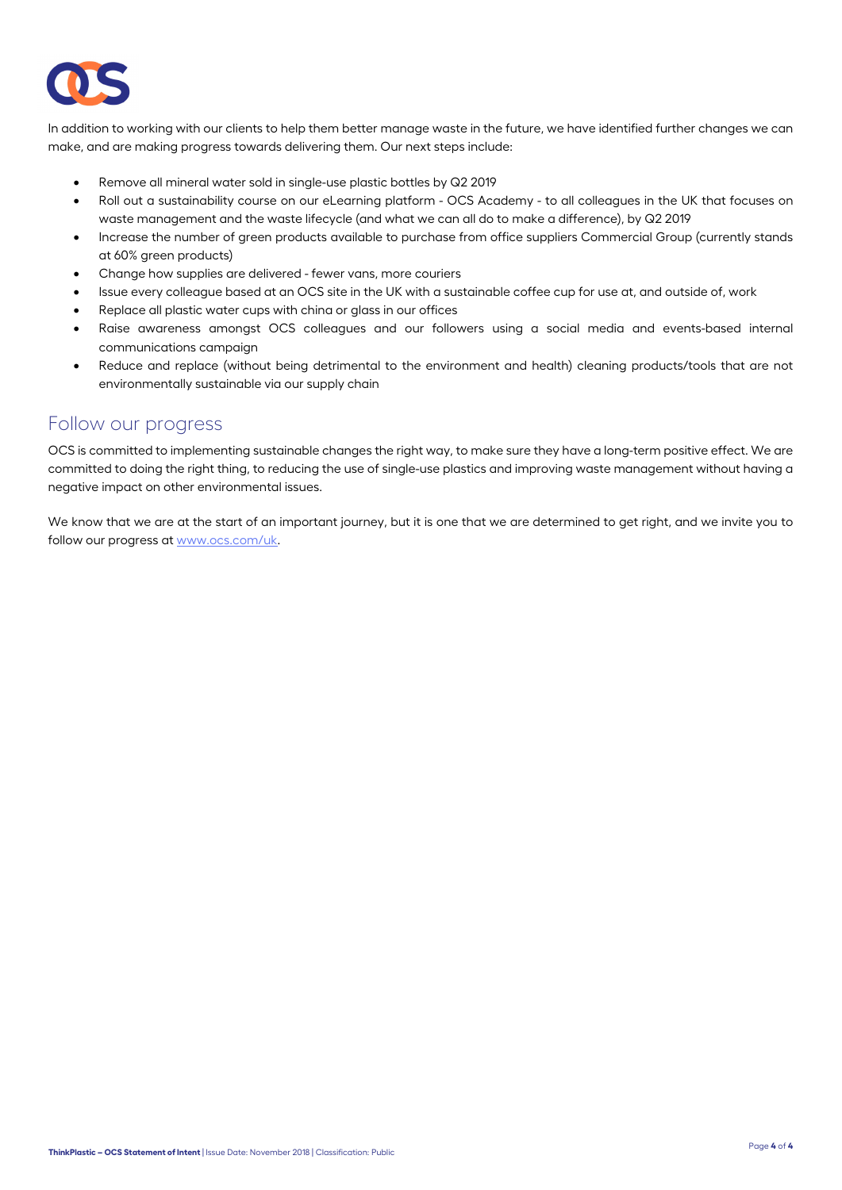In addition to working with our clients to help them better manage waste in the future, we have identified further changes we can make, and are making progress towards delivering them. Our next steps include:

- Remove all mineral water sold in single-use plastic bottles by Q2 2019
- Roll out a sustainability course on our eLearning platform - OCS Academy - to all colleagues in the UK that focuses on waste management and the waste lifecycle (and what we can all do to make a difference), by Q2 2019
- Increase the number of green products available to purchase from office suppliers Commercial Group (currently stands at 60% green products)
- Change how supplies are delivered - fewer vans, more couriers
- Issue every colleague based at an OCS site in the UK with a sustainable coffee cup for use at, and outside of, work
- Replace all plastic water cups with china or glass in our offices
- Raise awareness amongst OCS colleagues and our followers using a social media and events-based internal communications campaign
- Reduce and replace (without being detrimental to the environment and health) cleaning products/tools that are not environmentally sustainable via our supply chain

## Follow our progress

OCS is committed to implementing sustainable changes the right way, to make sure they have a long-term positive effect. We are committed to doing the right thing, to reducing the use of single-use plastics and improving waste management without having a negative impact on other environmental issues.

We know that we are at the start of an important journey, but it is one that we are determined to get right, and we invite you to follow our progress at www.ocs.com/uk.